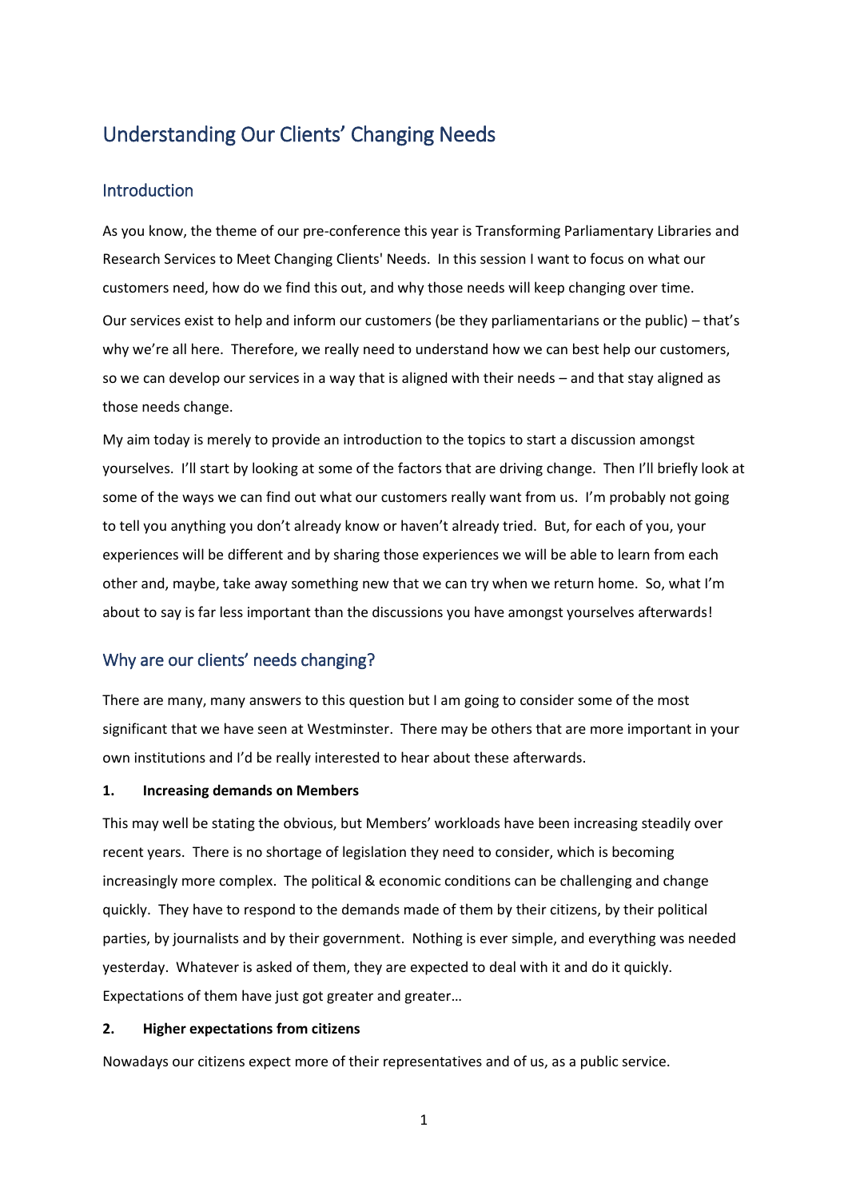# Understanding Our Clients' Changing Needs

## Introduction

As you know, the theme of our pre-conference this year is Transforming Parliamentary Libraries and Research Services to Meet Changing Clients' Needs. In this session I want to focus on what our customers need, how do we find this out, and why those needs will keep changing over time.

Our services exist to help and inform our customers (be they parliamentarians or the public) – that's why we're all here. Therefore, we really need to understand how we can best help our customers, so we can develop our services in a way that is aligned with their needs – and that stay aligned as those needs change.

My aim today is merely to provide an introduction to the topics to start a discussion amongst yourselves. I'll start by looking at some of the factors that are driving change. Then I'll briefly look at some of the ways we can find out what our customers really want from us. I'm probably not going to tell you anything you don't already know or haven't already tried. But, for each of you, your experiences will be different and by sharing those experiences we will be able to learn from each other and, maybe, take away something new that we can try when we return home. So, what I'm about to say is far less important than the discussions you have amongst yourselves afterwards!

## Why are our clients' needs changing?

There are many, many answers to this question but I am going to consider some of the most significant that we have seen at Westminster. There may be others that are more important in your own institutions and I'd be really interested to hear about these afterwards.

**1. Increasing demands on Members**

This may well be stating the obvious, but Members' workloads have been increasing steadily over recent years. There is no shortage of legislation they need to consider, which is becoming increasingly more complex. The political & economic conditions can be challenging and change quickly. They have to respond to the demands made of them by their citizens, by their political parties, by journalists and by their government. Nothing is ever simple, and everything was needed yesterday. Whatever is asked of them, they are expected to deal with it and do it quickly. Expectations of them have just got greater and greater…

**2. Higher expectations from citizens**

Nowadays our citizens expect more of their representatives and of us, as a public service.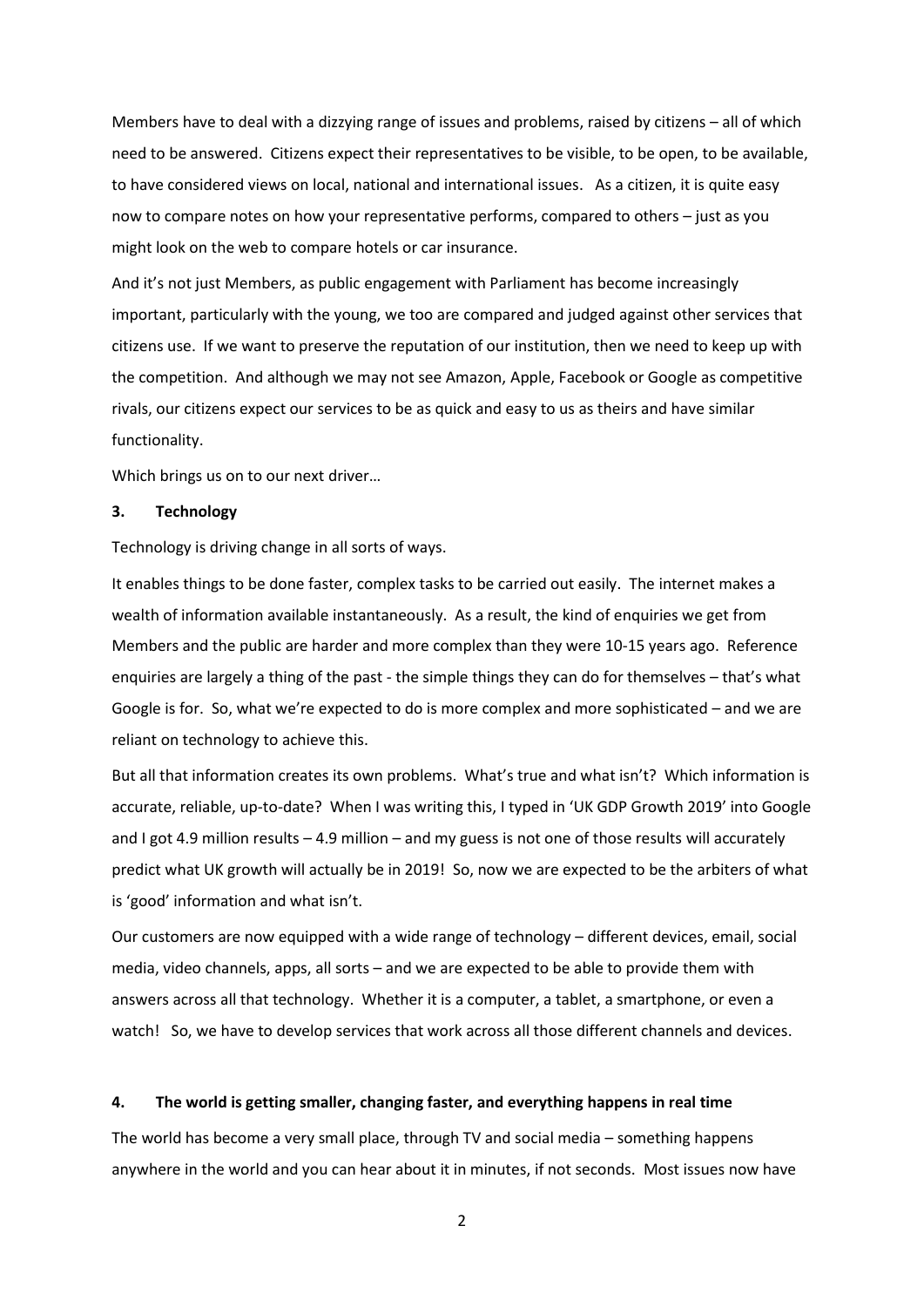Members have to deal with a dizzying range of issues and problems, raised by citizens – all of which need to be answered. Citizens expect their representatives to be visible, to be open, to be available, to have considered views on local, national and international issues. As a citizen, it is quite easy now to compare notes on how your representative performs, compared to others – just as you might look on the web to compare hotels or car insurance.

And it's not just Members, as public engagement with Parliament has become increasingly important, particularly with the young, we too are compared and judged against other services that citizens use. If we want to preserve the reputation of our institution, then we need to keep up with the competition. And although we may not see Amazon, Apple, Facebook or Google as competitive rivals, our citizens expect our services to be as quick and easy to us as theirs and have similar functionality.

Which brings us on to our next driver…

**3. Technology**

Technology is driving change in all sorts of ways.

It enables things to be done faster, complex tasks to be carried out easily. The internet makes a wealth of information available instantaneously. As a result, the kind of enquiries we get from Members and the public are harder and more complex than they were 10-15 years ago. Reference enquiries are largely a thing of the past - the simple things they can do for themselves – that's what Google is for. So, what we're expected to do is more complex and more sophisticated – and we are reliant on technology to achieve this.

But all that information creates its own problems. What's true and what isn't? Which information is accurate, reliable, up-to-date? When I was writing this, I typed in 'UK GDP Growth 2019' into Google and I got 4.9 million results – 4.9 million – and my guess is not one of those results will accurately predict what UK growth will actually be in 2019! So, now we are expected to be the arbiters of what is 'good' information and what isn't.

Our customers are now equipped with a wide range of technology – different devices, email, social media, video channels, apps, all sorts – and we are expected to be able to provide them with answers across all that technology. Whether it is a computer, a tablet, a smartphone, or even a watch! So, we have to develop services that work across all those different channels and devices.

**4. The world is getting smaller, changing faster, and everything happens in real time**

The world has become a very small place, through TV and social media – something happens anywhere in the world and you can hear about it in minutes, if not seconds. Most issues now have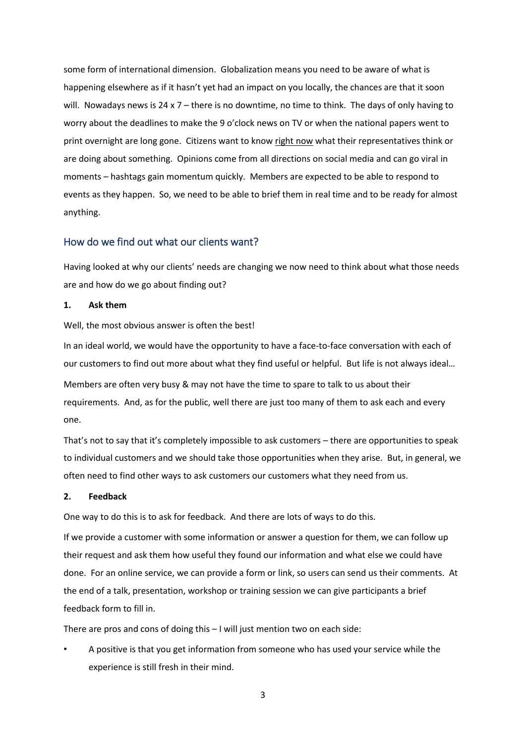some form of international dimension. Globalization means you need to be aware of what is happening elsewhere as if it hasn't yet had an impact on you locally, the chances are that it soon will. Nowadays news is 24 x 7 – there is no downtime, no time to think. The days of only having to worry about the deadlines to make the 9 o'clock news on TV or when the national papers went to print overnight are long gone. Citizens want to know <u>right now</u> what their representatives think or are doing about something. Opinions come from all directions on social media and can go viral in moments – hashtags gain momentum quickly. Members are expected to be able to respond to events as they happen. So, we need to be able to brief them in real time and to be ready for almost anything.

## How do we find out what our clients want?

Having looked at why our clients' needs are changing we now need to think about what those needs are and how do we go about finding out?

**1. Ask them**

Well, the most obvious answer is often the best!

In an ideal world, we would have the opportunity to have a face-to-face conversation with each of our customers to find out more about what they find useful or helpful. But life is not always ideal…

Members are often very busy & may not have the time to spare to talk to us about their requirements. And, as for the public, well there are just too many of them to ask each and every one.

That's not to say that it's completely impossible to ask customers – there are opportunities to speak to individual customers and we should take those opportunities when they arise. But, in general, we often need to find other ways to ask customers our customers what they need from us.

**2. Feedback**

One way to do this is to ask for feedback. And there are lots of ways to do this.

If we provide a customer with some information or answer a question for them, we can follow up their request and ask them how useful they found our information and what else we could have done. For an online service, we can provide a form or link, so users can send us their comments. At the end of a talk, presentation, workshop or training session we can give participants a brief feedback form to fill in.

There are pros and cons of doing this – I will just mention two on each side:

- A positive is that you get information from someone who has used your service while the experience is still fresh in their mind.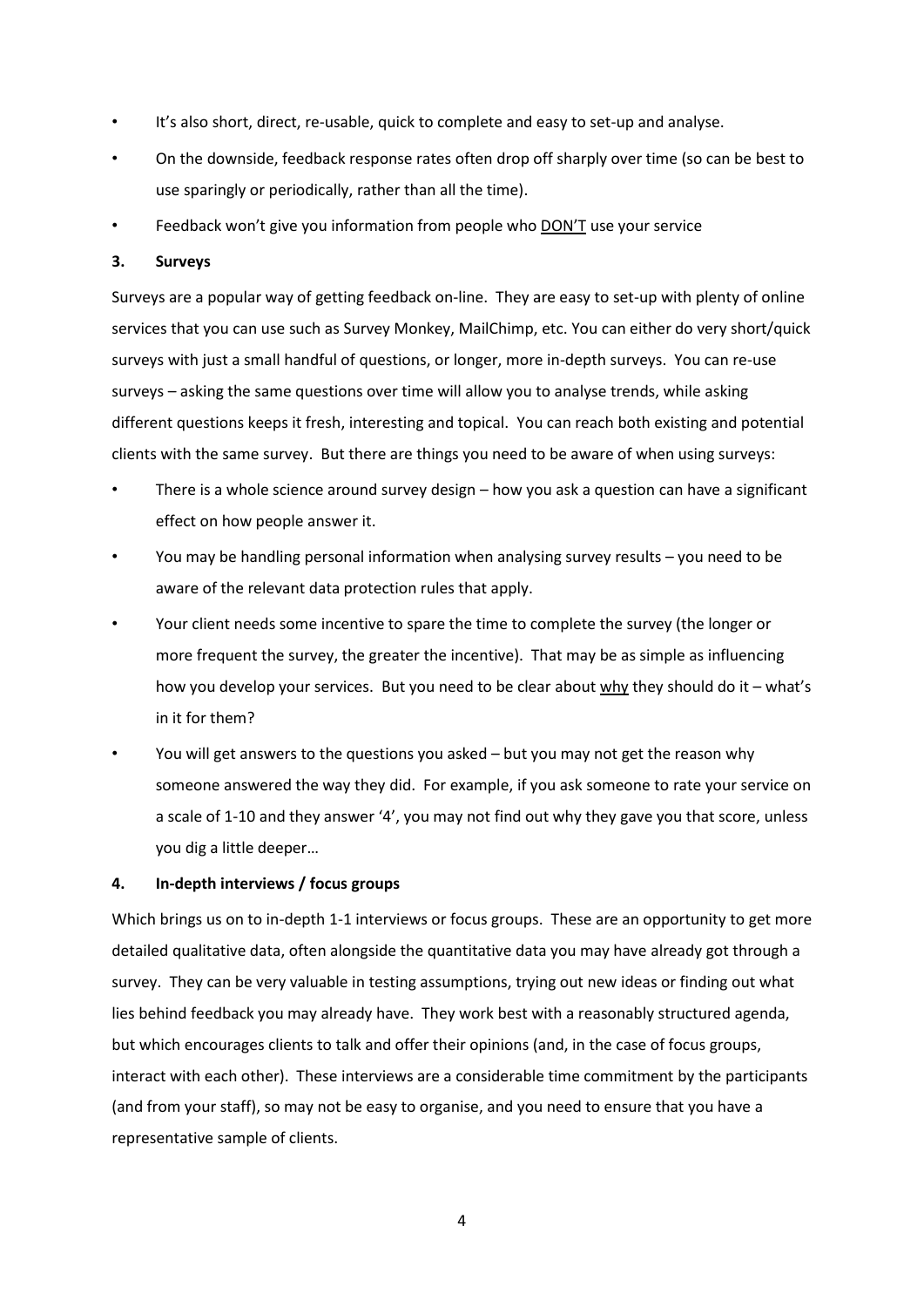- It's also short, direct, re-usable, quick to complete and easy to set-up and analyse.
- On the downside, feedback response rates often drop off sharply over time (so can be best to use sparingly or periodically, rather than all the time).
- Feedback won't give you information from people who <u>DON'T</u> use your service

**3. Surveys**

Surveys are a popular way of getting feedback on-line. They are easy to set-up with plenty of online services that you can use such as Survey Monkey, MailChimp, etc. You can either do very short/quick surveys with just a small handful of questions, or longer, more in-depth surveys. You can re-use surveys – asking the same questions over time will allow you to analyse trends, while asking different questions keeps it fresh, interesting and topical. You can reach both existing and potential clients with the same survey. But there are things you need to be aware of when using surveys:

- There is a whole science around survey design – how you ask a question can have a significant effect on how people answer it.
- You may be handling personal information when analysing survey results – you need to be aware of the relevant data protection rules that apply.
- Your client needs some incentive to spare the time to complete the survey (the longer or more frequent the survey, the greater the incentive). That may be as simple as influencing how you develop your services. But you need to be clear about <u>why</u> they should do it – what's in it for them?
- You will get answers to the questions you asked – but you may not get the reason why someone answered the way they did. For example, if you ask someone to rate your service on a scale of 1-10 and they answer '4', you may not find out why they gave you that score, unless you dig a little deeper…

**4. In-depth interviews / focus groups**

Which brings us on to in-depth 1-1 interviews or focus groups. These are an opportunity to get more detailed qualitative data, often alongside the quantitative data you may have already got through a survey. They can be very valuable in testing assumptions, trying out new ideas or finding out what lies behind feedback you may already have. They work best with a reasonably structured agenda, but which encourages clients to talk and offer their opinions (and, in the case of focus groups, interact with each other). These interviews are a considerable time commitment by the participants (and from your staff), so may not be easy to organise, and you need to ensure that you have a representative sample of clients.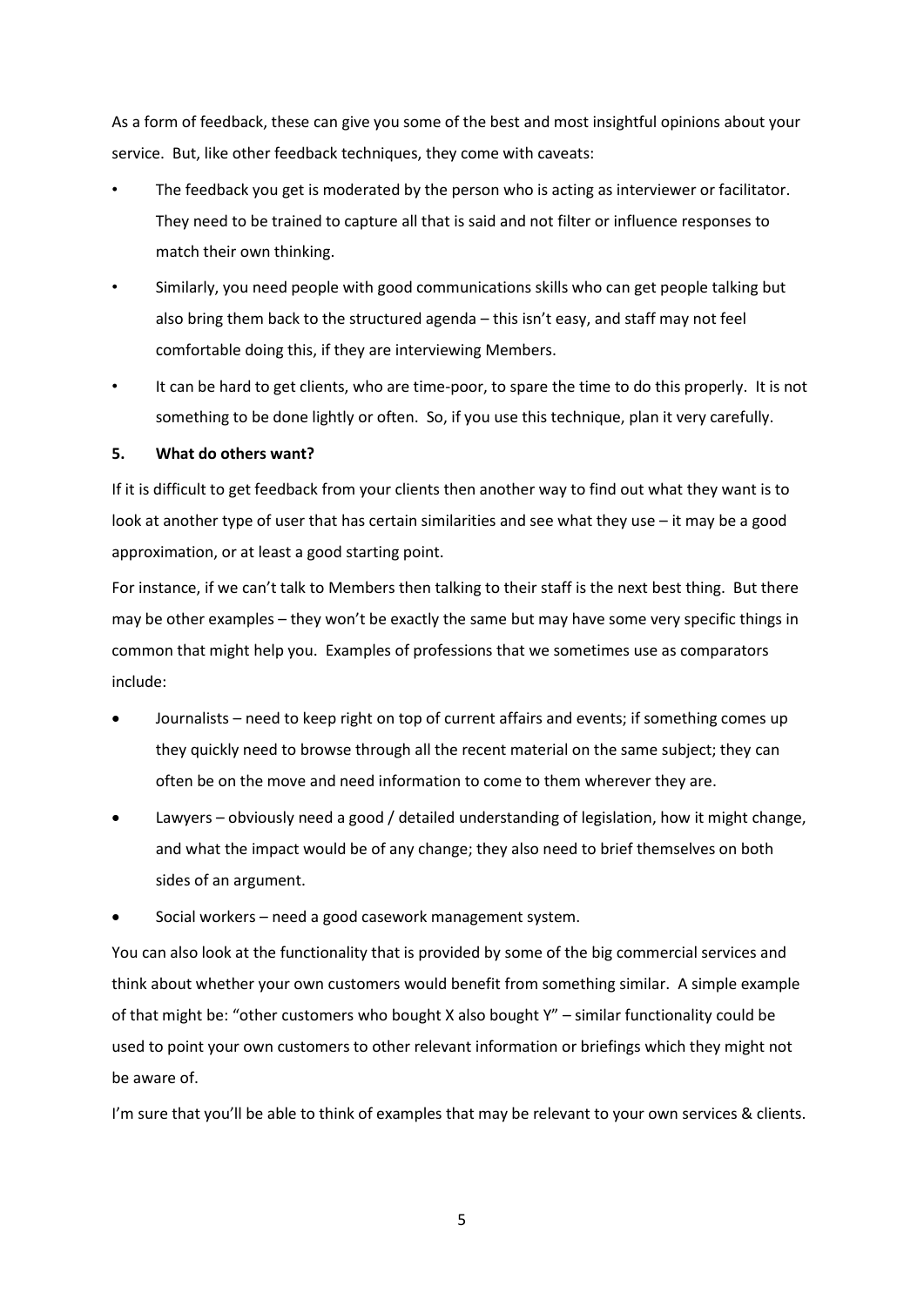As a form of feedback, these can give you some of the best and most insightful opinions about your service. But, like other feedback techniques, they come with caveats:

- The feedback you get is moderated by the person who is acting as interviewer or facilitator. They need to be trained to capture all that is said and not filter or influence responses to match their own thinking.
- Similarly, you need people with good communications skills who can get people talking but also bring them back to the structured agenda – this isn't easy, and staff may not feel comfortable doing this, if they are interviewing Members.
- It can be hard to get clients, who are time-poor, to spare the time to do this properly. It is not something to be done lightly or often. So, if you use this technique, plan it very carefully.

**5. What do others want?**

If it is difficult to get feedback from your clients then another way to find out what they want is to look at another type of user that has certain similarities and see what they use – it may be a good approximation, or at least a good starting point.

For instance, if we can't talk to Members then talking to their staff is the next best thing. But there may be other examples – they won't be exactly the same but may have some very specific things in common that might help you. Examples of professions that we sometimes use as comparators include:

- Journalists – need to keep right on top of current affairs and events; if something comes up they quickly need to browse through all the recent material on the same subject; they can often be on the move and need information to come to them wherever they are.
- Lawyers – obviously need a good / detailed understanding of legislation, how it might change, and what the impact would be of any change; they also need to brief themselves on both sides of an argument.
- Social workers – need a good casework management system.

You can also look at the functionality that is provided by some of the big commercial services and think about whether your own customers would benefit from something similar. A simple example of that might be: "other customers who bought X also bought Y" – similar functionality could be used to point your own customers to other relevant information or briefings which they might not be aware of.

I'm sure that you'll be able to think of examples that may be relevant to your own services & clients.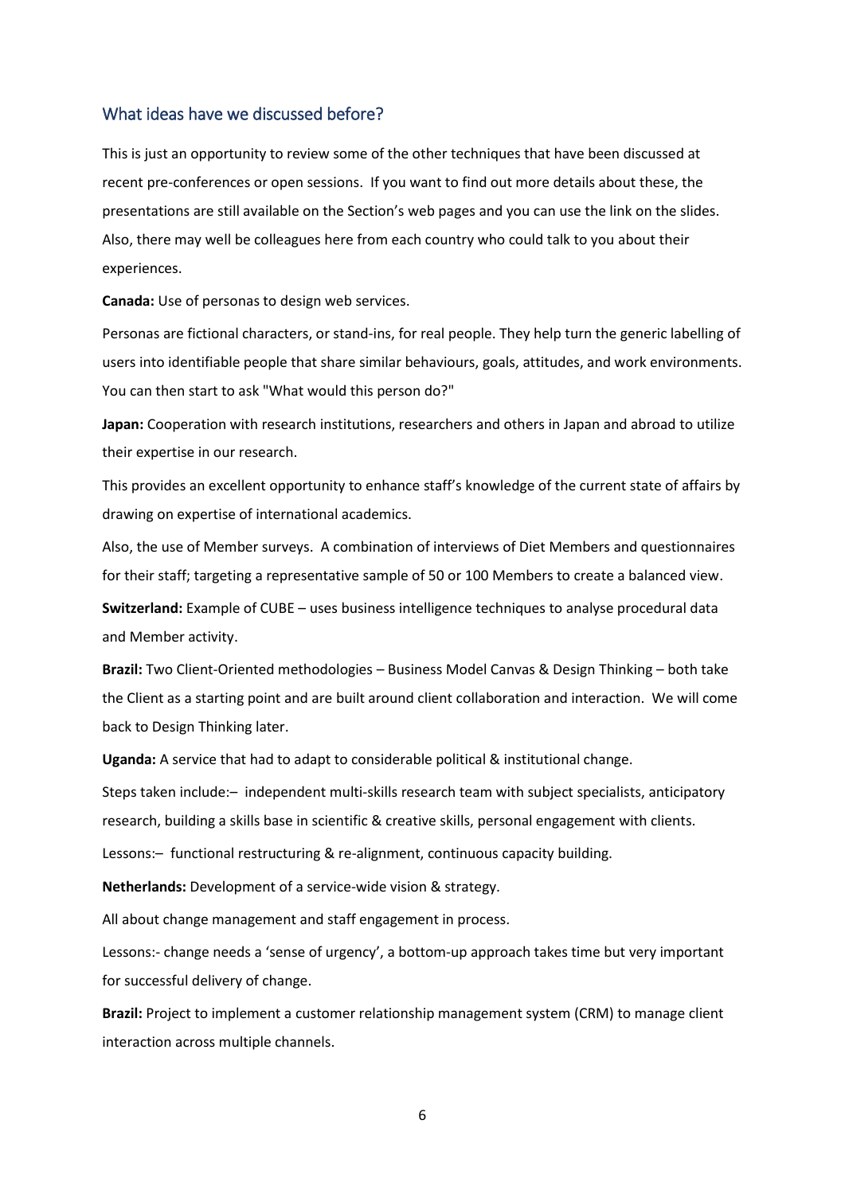## What ideas have we discussed before?

This is just an opportunity to review some of the other techniques that have been discussed at recent pre-conferences or open sessions. If you want to find out more details about these, the presentations are still available on the Section's web pages and you can use the link on the slides. Also, there may well be colleagues here from each country who could talk to you about their experiences.

**Canada:** Use of personas to design web services.

Personas are fictional characters, or stand-ins, for real people. They help turn the generic labelling of users into identifiable people that share similar behaviours, goals, attitudes, and work environments. You can then start to ask "What would this person do?"

**Japan:** Cooperation with research institutions, researchers and others in Japan and abroad to utilize their expertise in our research.

This provides an excellent opportunity to enhance staff's knowledge of the current state of affairs by drawing on expertise of international academics.

Also, the use of Member surveys. A combination of interviews of Diet Members and questionnaires for their staff; targeting a representative sample of 50 or 100 Members to create a balanced view.

**Switzerland:** Example of CUBE – uses business intelligence techniques to analyse procedural data and Member activity.

**Brazil:** Two Client-Oriented methodologies – Business Model Canvas & Design Thinking – both take the Client as a starting point and are built around client collaboration and interaction. We will come back to Design Thinking later.

**Uganda:** A service that had to adapt to considerable political & institutional change.

Steps taken include:– independent multi-skills research team with subject specialists, anticipatory research, building a skills base in scientific & creative skills, personal engagement with clients.

Lessons:– functional restructuring & re-alignment, continuous capacity building.

**Netherlands:** Development of a service-wide vision & strategy.

All about change management and staff engagement in process.

Lessons:- change needs a 'sense of urgency', a bottom-up approach takes time but very important for successful delivery of change.

**Brazil:** Project to implement a customer relationship management system (CRM) to manage client interaction across multiple channels.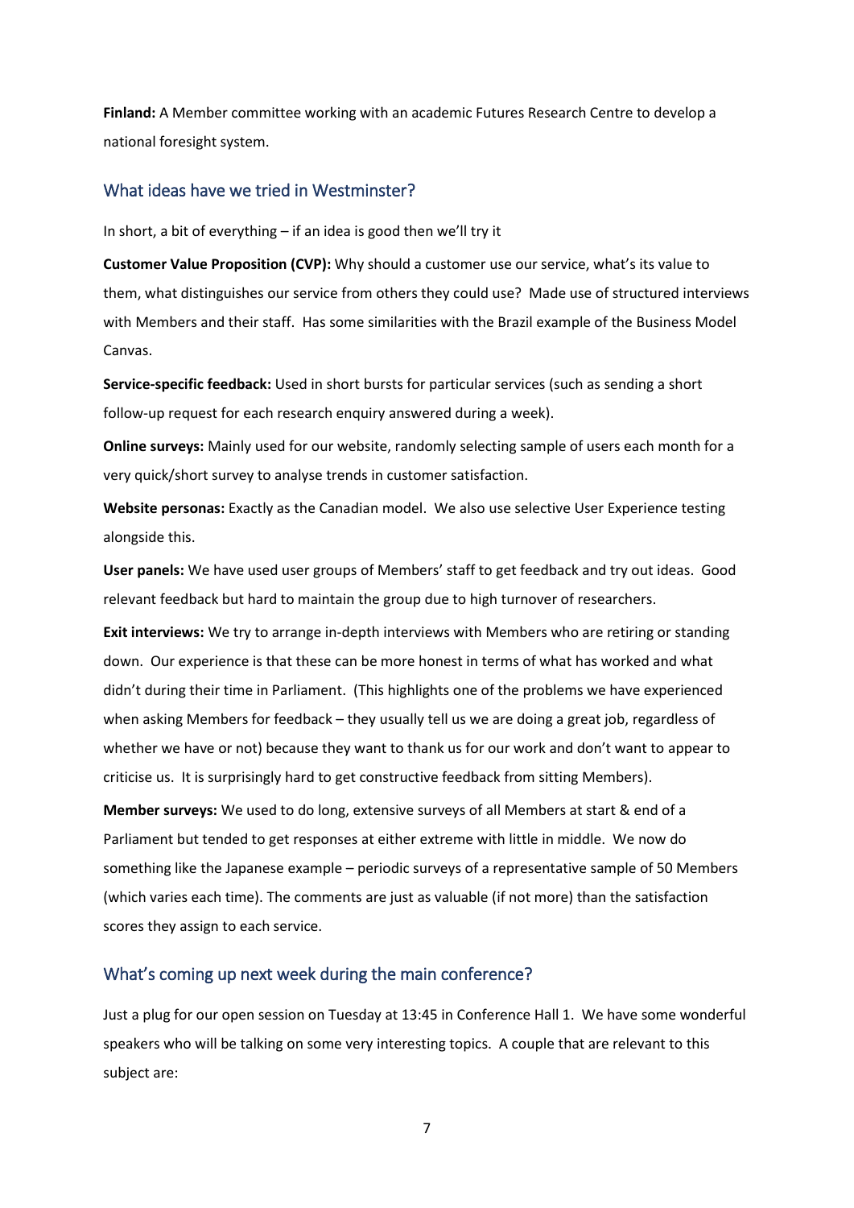**Finland:** A Member committee working with an academic Futures Research Centre to develop a national foresight system.

## What ideas have we tried in Westminster?

In short, a bit of everything – if an idea is good then we'll try it

**Customer Value Proposition (CVP):** Why should a customer use our service, what's its value to them, what distinguishes our service from others they could use? Made use of structured interviews with Members and their staff. Has some similarities with the Brazil example of the Business Model Canvas.

**Service-specific feedback:** Used in short bursts for particular services (such as sending a short follow-up request for each research enquiry answered during a week).

**Online surveys:** Mainly used for our website, randomly selecting sample of users each month for a very quick/short survey to analyse trends in customer satisfaction.

**Website personas:** Exactly as the Canadian model. We also use selective User Experience testing alongside this.

**User panels:** We have used user groups of Members' staff to get feedback and try out ideas. Good relevant feedback but hard to maintain the group due to high turnover of researchers.

**Exit interviews:** We try to arrange in-depth interviews with Members who are retiring or standing down. Our experience is that these can be more honest in terms of what has worked and what didn't during their time in Parliament. (This highlights one of the problems we have experienced when asking Members for feedback – they usually tell us we are doing a great job, regardless of whether we have or not) because they want to thank us for our work and don't want to appear to criticise us. It is surprisingly hard to get constructive feedback from sitting Members).

**Member surveys:** We used to do long, extensive surveys of all Members at start & end of a Parliament but tended to get responses at either extreme with little in middle. We now do something like the Japanese example – periodic surveys of a representative sample of 50 Members (which varies each time). The comments are just as valuable (if not more) than the satisfaction scores they assign to each service.

## What's coming up next week during the main conference?

Just a plug for our open session on Tuesday at 13:45 in Conference Hall 1. We have some wonderful speakers who will be talking on some very interesting topics. A couple that are relevant to this subject are: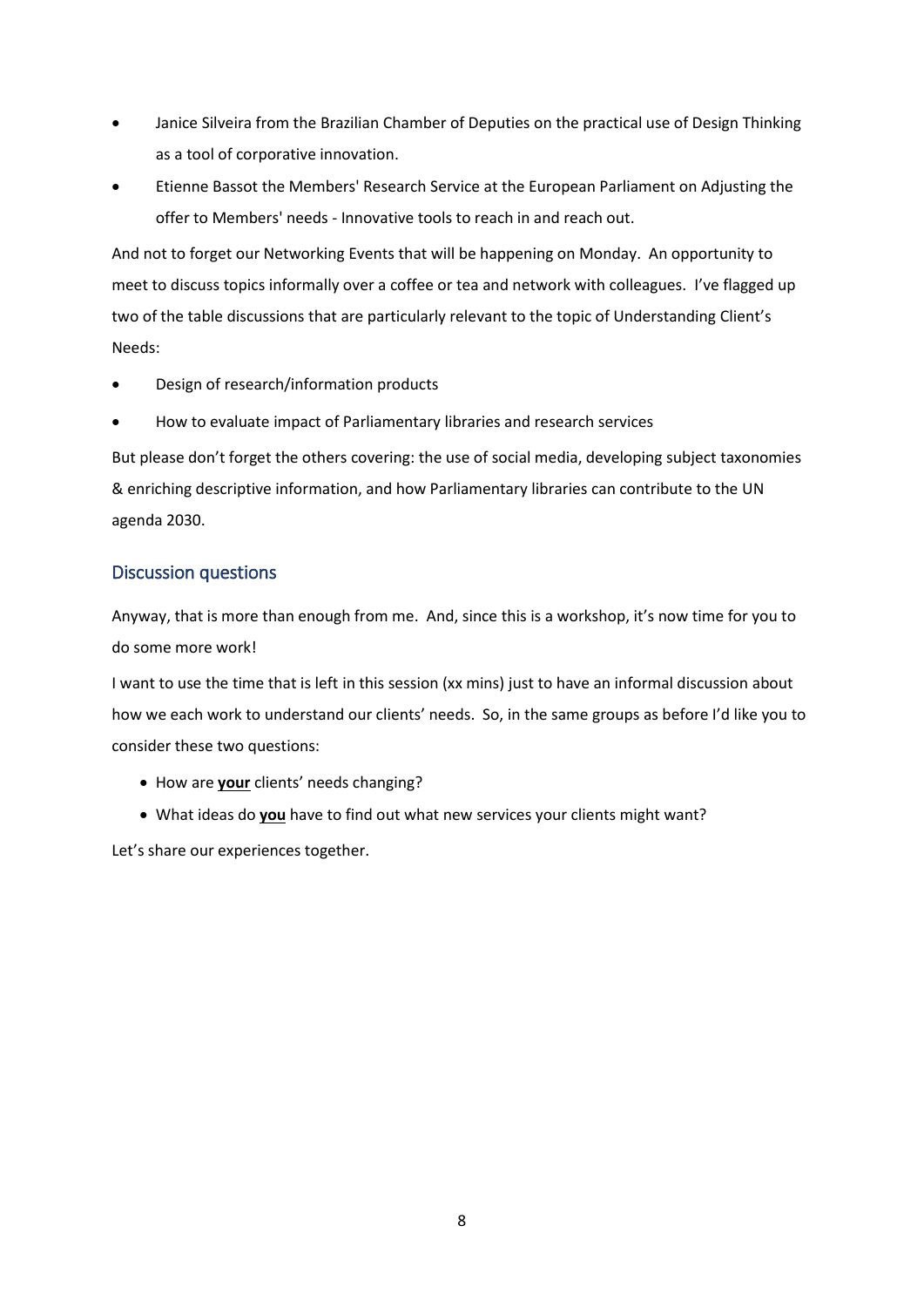- Janice Silveira from the Brazilian Chamber of Deputies on the practical use of Design Thinking as a tool of corporative innovation.
- Etienne Bassot the Members' Research Service at the European Parliament on Adjusting the offer to Members' needs - Innovative tools to reach in and reach out.

And not to forget our Networking Events that will be happening on Monday. An opportunity to meet to discuss topics informally over a coffee or tea and network with colleagues. I've flagged up two of the table discussions that are particularly relevant to the topic of Understanding Client's Needs:

- Design of research/information products
- How to evaluate impact of Parliamentary libraries and research services

But please don't forget the others covering: the use of social media, developing subject taxonomies & enriching descriptive information, and how Parliamentary libraries can contribute to the UN agenda 2030.

## Discussion questions

Anyway, that is more than enough from me. And, since this is a workshop, it's now time for you to do some more work!

I want to use the time that is left in this session (xx mins) just to have an informal discussion about how we each work to understand our clients' needs. So, in the same groups as before I'd like you to consider these two questions:

- How are **your** clients' needs changing?
- What ideas do **you** have to find out what new services your clients might want?

Let's share our experiences together.